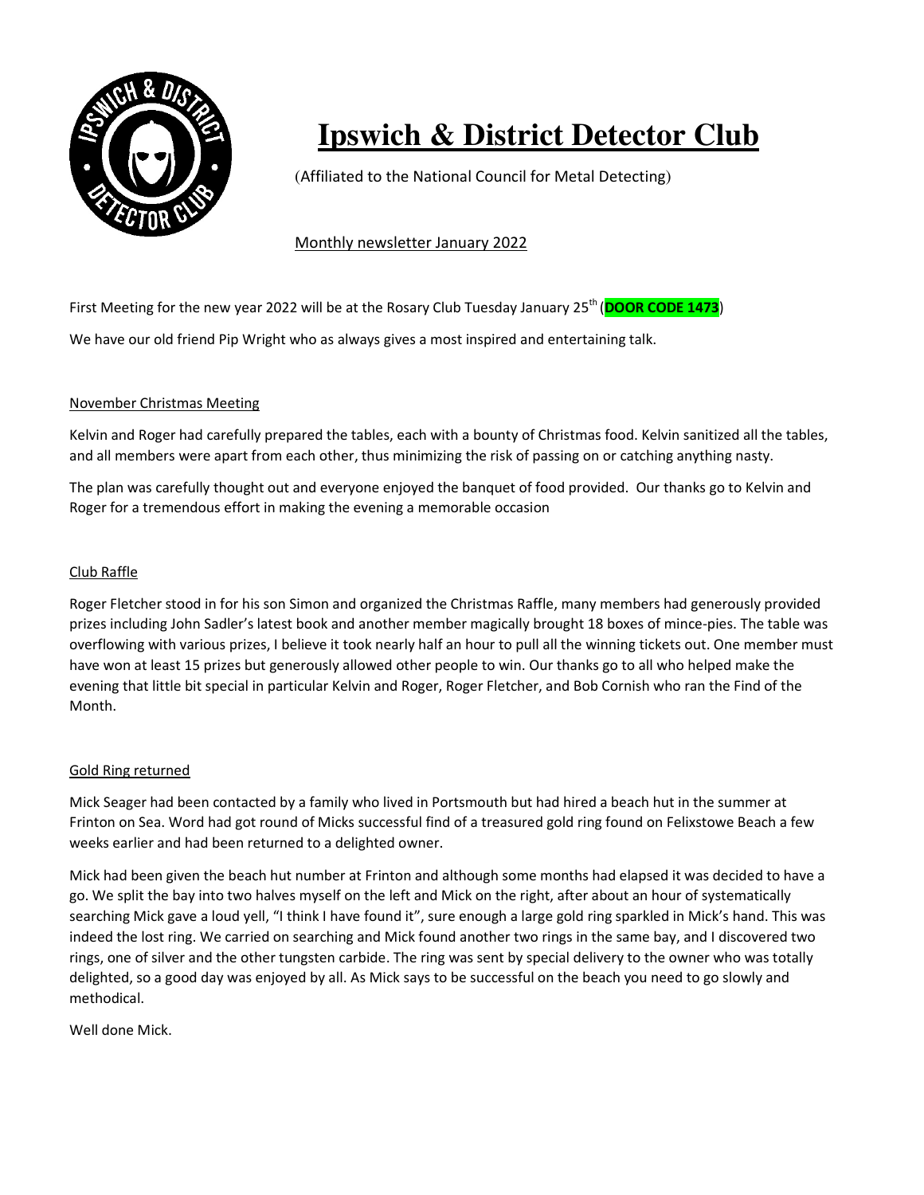# Ipswich & District Detector Club

(Affiliated to the National Council for Metal Detecting)

Monthly newsletter January 2022

First Meeting for the new year 2022 will be at the Rosary Club Tuesday January 25th (**DOOR CODE 1473**)

We have our old friend Pip Wright who as always gives a most inspired and entertaining talk.

## November Christmas Meeting

Kelvin and Roger had carefully prepared the tables, each with a bounty of Christmas food. Kelvin sanitized all the tables, and all members were apart from each other, thus minimizing the risk of passing on or catching anything nasty.

The plan was carefully thought out and everyone enjoyed the banquet of food provided. Our thanks go to Kelvin and Roger for a tremendous effort in making the evening a memorable occasion

## Club Raffle

Roger Fletcher stood in for his son Simon and organized the Christmas Raffle, many members had generously provided prizes including John Sadler's latest book and another member magically brought 18 boxes of mince-pies. The table was overflowing with various prizes, I believe it took nearly half an hour to pull all the winning tickets out. One member must have won at least 15 prizes but generously allowed other people to win. Our thanks go to all who helped make the evening that little bit special in particular Kelvin and Roger, Roger Fletcher, and Bob Cornish who ran the Find of the Month.

## Gold Ring returned

Mick Seager had been contacted by a family who lived in Portsmouth but had hired a beach hut in the summer at Frinton on Sea. Word had got round of Micks successful find of a treasured gold ring found on Felixstowe Beach a few weeks earlier and had been returned to a delighted owner.

Mick had been given the beach hut number at Frinton and although some months had elapsed it was decided to have a go. We split the bay into two halves myself on the left and Mick on the right, after about an hour of systematically searching Mick gave a loud yell, "I think I have found it", sure enough a large gold ring sparkled in Mick's hand. This was indeed the lost ring. We carried on searching and Mick found another two rings in the same bay, and I discovered two rings, one of silver and the other tungsten carbide. The ring was sent by special delivery to the owner who was totally delighted, so a good day was enjoyed by all. As Mick says to be successful on the beach you need to go slowly and methodical.

Well done Mick.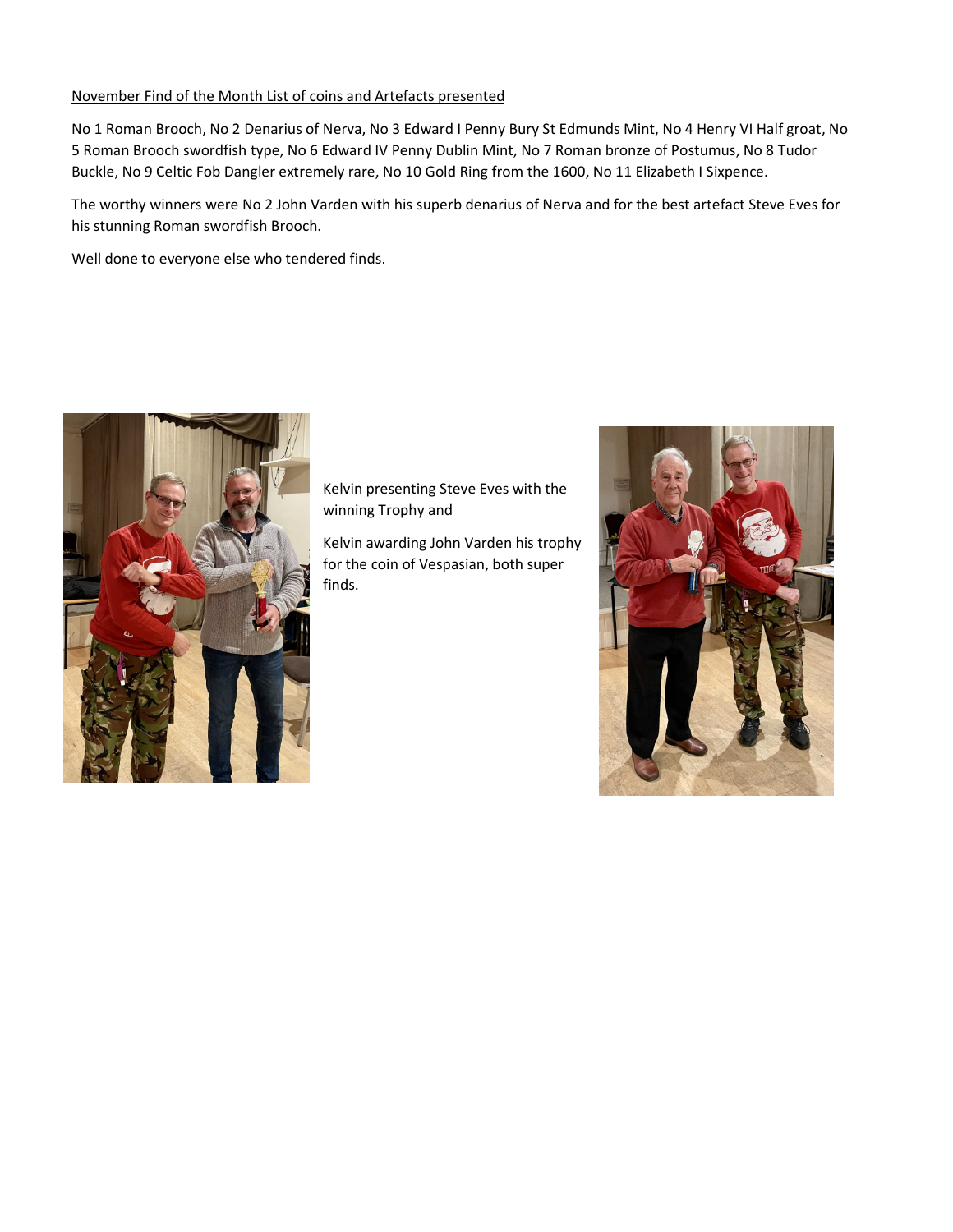November Find of the Month List of coins and Artefacts presented

No 1 Roman Brooch, No 2 Denarius of Nerva, No 3 Edward I Penny Bury St Edmunds Mint, No 4 Henry VI Half groat, No 5 Roman Brooch swordfish type, No 6 Edward IV Penny Dublin Mint, No 7 Roman bronze of Postumus, No 8 Tudor Buckle, No 9 Celtic Fob Dangler extremely rare, No 10 Gold Ring from the 1600, No 11 Elizabeth I Sixpence.

The worthy winners were No 2 John Varden with his superb denarius of Nerva and for the best artefact Steve Eves for his stunning Roman swordfish Brooch.

Well done to everyone else who tendered finds.

Kelvin presenting Steve Eves with the winning Trophy and

Kelvin awarding John Varden his trophy for the coin of Vespasian, both super finds.